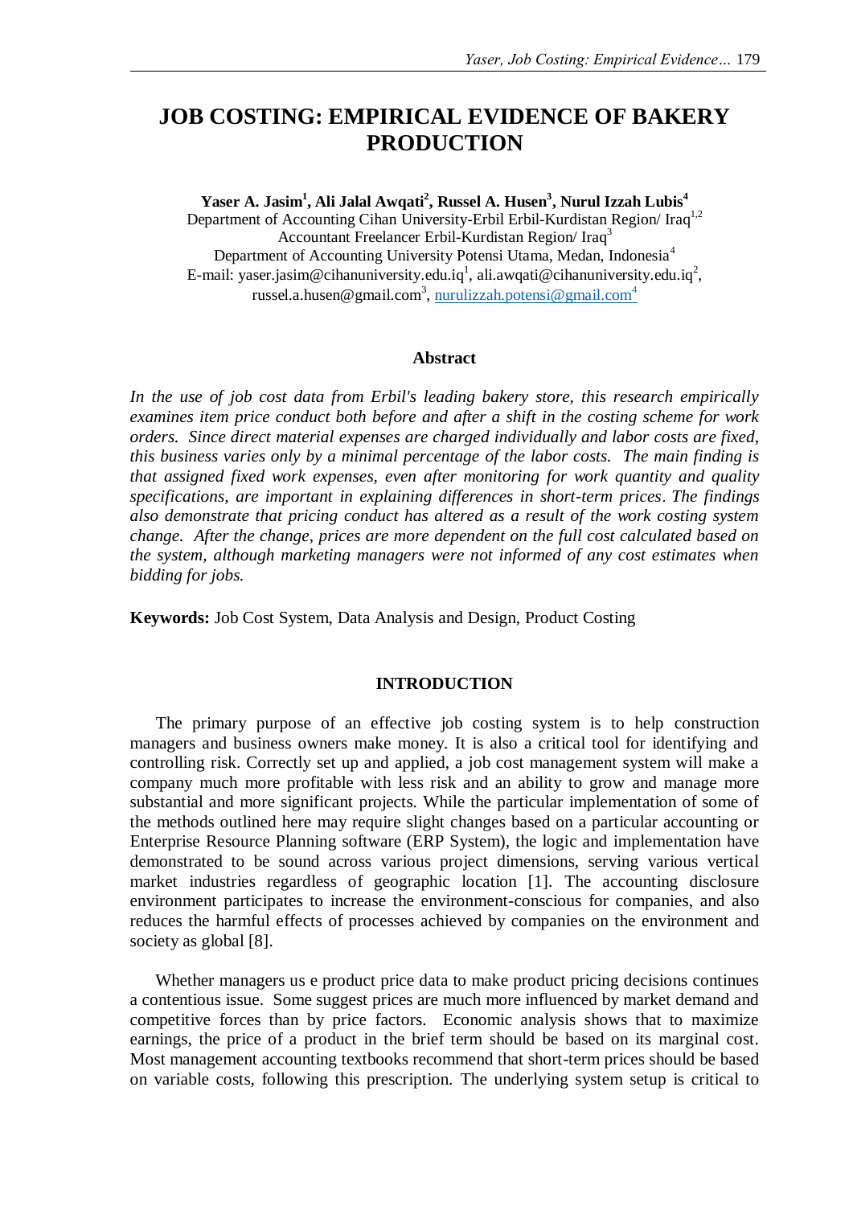# JOB COSTING: EMPIRICAL EVIDENCE OF BAKERY PRODUCTION

**Yaser A. Jasim[1], Ali Jalal Awqati[2], Russel A. Husen[3], Nurul Izzah Lubis[4]**

Department of Accounting Cihan University-Erbil Erbil-Kurdistan Region/ Iraq[1,2]
Accountant Freelancer Erbil-Kurdistan Region/ Iraq[3]
Department of Accounting University Potensi Utama, Medan, Indonesia[4]
E-mail: yaser.jasim@cihanuniversity.edu.iq[1], ali.awqati@cihanuniversity.edu.iq[2], russel.a.husen@gmail.com[3], nurulizzah.potensi@gmail.com[4]

## Abstract

*In the use of job cost data from Erbil's leading bakery store, this research empirically examines item price conduct both before and after a shift in the costing scheme for work orders. Since direct material expenses are charged individually and labor costs are fixed, this business varies only by a minimal percentage of the labor costs. The main finding is that assigned fixed work expenses, even after monitoring for work quantity and quality specifications, are important in explaining differences in short-term prices. The findings also demonstrate that pricing conduct has altered as a result of the work costing system change. After the change, prices are more dependent on the full cost calculated based on the system, although marketing managers were not informed of any cost estimates when bidding for jobs.*

**Keywords:** Job Cost System, Data Analysis and Design, Product Costing

## INTRODUCTION

The primary purpose of an effective job costing system is to help construction managers and business owners make money. It is also a critical tool for identifying and controlling risk. Correctly set up and applied, a job cost management system will make a company much more profitable with less risk and an ability to grow and manage more substantial and more significant projects. While the particular implementation of some of the methods outlined here may require slight changes based on a particular accounting or Enterprise Resource Planning software (ERP System), the logic and implementation have demonstrated to be sound across various project dimensions, serving various vertical market industries regardless of geographic location [1]. The accounting disclosure environment participates to increase the environment-conscious for companies, and also reduces the harmful effects of processes achieved by companies on the environment and society as global [8].

Whether managers us e product price data to make product pricing decisions continues a contentious issue. Some suggest prices are much more influenced by market demand and competitive forces than by price factors. Economic analysis shows that to maximize earnings, the price of a product in the brief term should be based on its marginal cost. Most management accounting textbooks recommend that short-term prices should be based on variable costs, following this prescription. The underlying system setup is critical to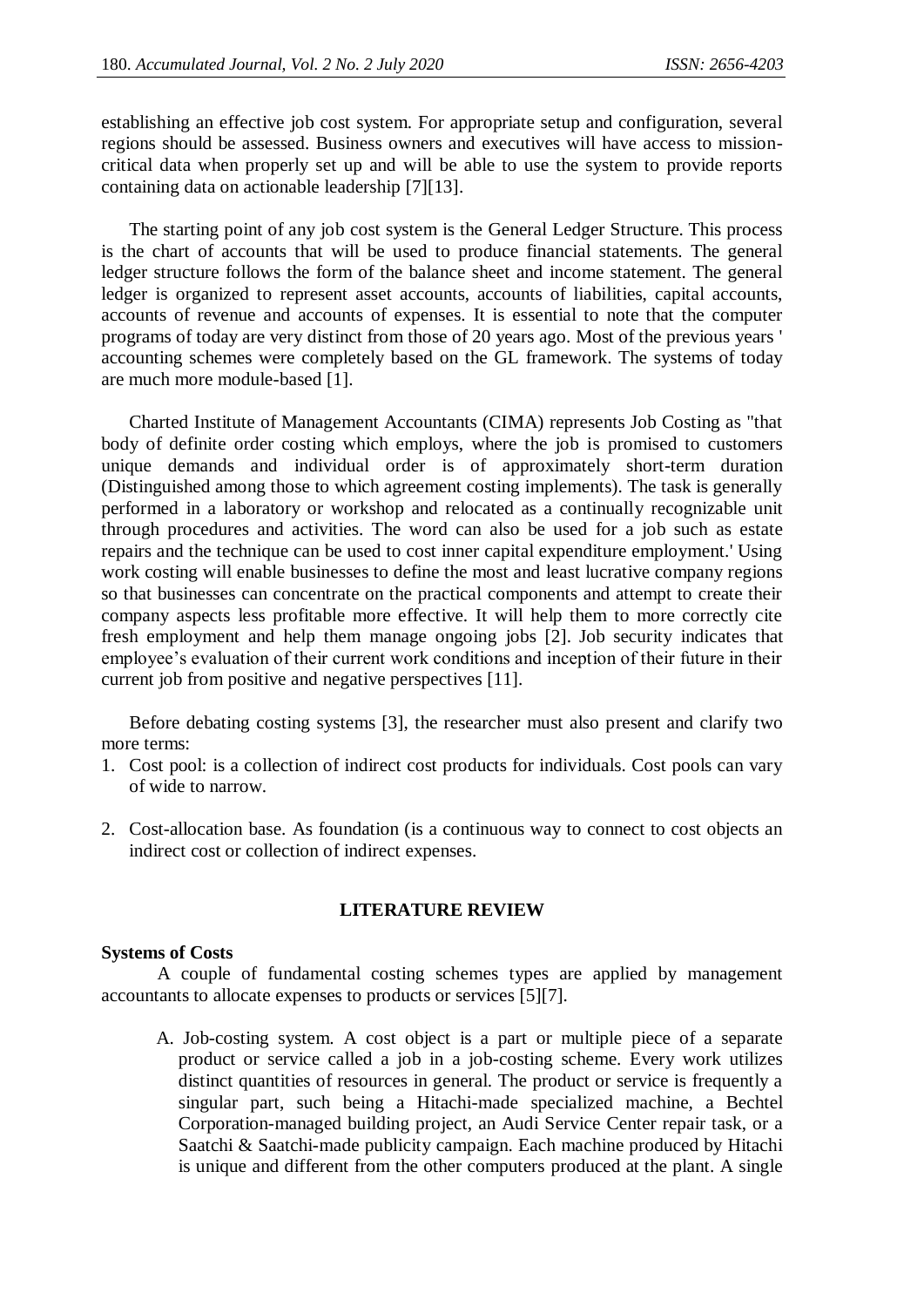establishing an effective job cost system. For appropriate setup and configuration, several regions should be assessed. Business owners and executives will have access to mission-critical data when properly set up and will be able to use the system to provide reports containing data on actionable leadership [7][13].

The starting point of any job cost system is the General Ledger Structure. This process is the chart of accounts that will be used to produce financial statements. The general ledger structure follows the form of the balance sheet and income statement. The general ledger is organized to represent asset accounts, accounts of liabilities, capital accounts, accounts of revenue and accounts of expenses. It is essential to note that the computer programs of today are very distinct from those of 20 years ago. Most of the previous years ' accounting schemes were completely based on the GL framework. The systems of today are much more module-based [1].

Charted Institute of Management Accountants (CIMA) represents Job Costing as "that body of definite order costing which employs, where the job is promised to customers unique demands and individual order is of approximately short-term duration (Distinguished among those to which agreement costing implements). The task is generally performed in a laboratory or workshop and relocated as a continually recognizable unit through procedures and activities. The word can also be used for a job such as estate repairs and the technique can be used to cost inner capital expenditure employment.' Using work costing will enable businesses to define the most and least lucrative company regions so that businesses can concentrate on the practical components and attempt to create their company aspects less profitable more effective. It will help them to more correctly cite fresh employment and help them manage ongoing jobs [2]. Job security indicates that employee's evaluation of their current work conditions and inception of their future in their current job from positive and negative perspectives [11].

Before debating costing systems [3], the researcher must also present and clarify two more terms:

1. Cost pool: is a collection of indirect cost products for individuals. Cost pools can vary of wide to narrow.
2. Cost-allocation base. As foundation (is a continuous way to connect to cost objects an indirect cost or collection of indirect expenses.

## LITERATURE REVIEW

### Systems of Costs

A couple of fundamental costing schemes types are applied by management accountants to allocate expenses to products or services [5][7].

A. Job-costing system. A cost object is a part or multiple piece of a separate product or service called a job in a job-costing scheme. Every work utilizes distinct quantities of resources in general. The product or service is frequently a singular part, such being a Hitachi-made specialized machine, a Bechtel Corporation-managed building project, an Audi Service Center repair task, or a Saatchi & Saatchi-made publicity campaign. Each machine produced by Hitachi is unique and different from the other computers produced at the plant. A single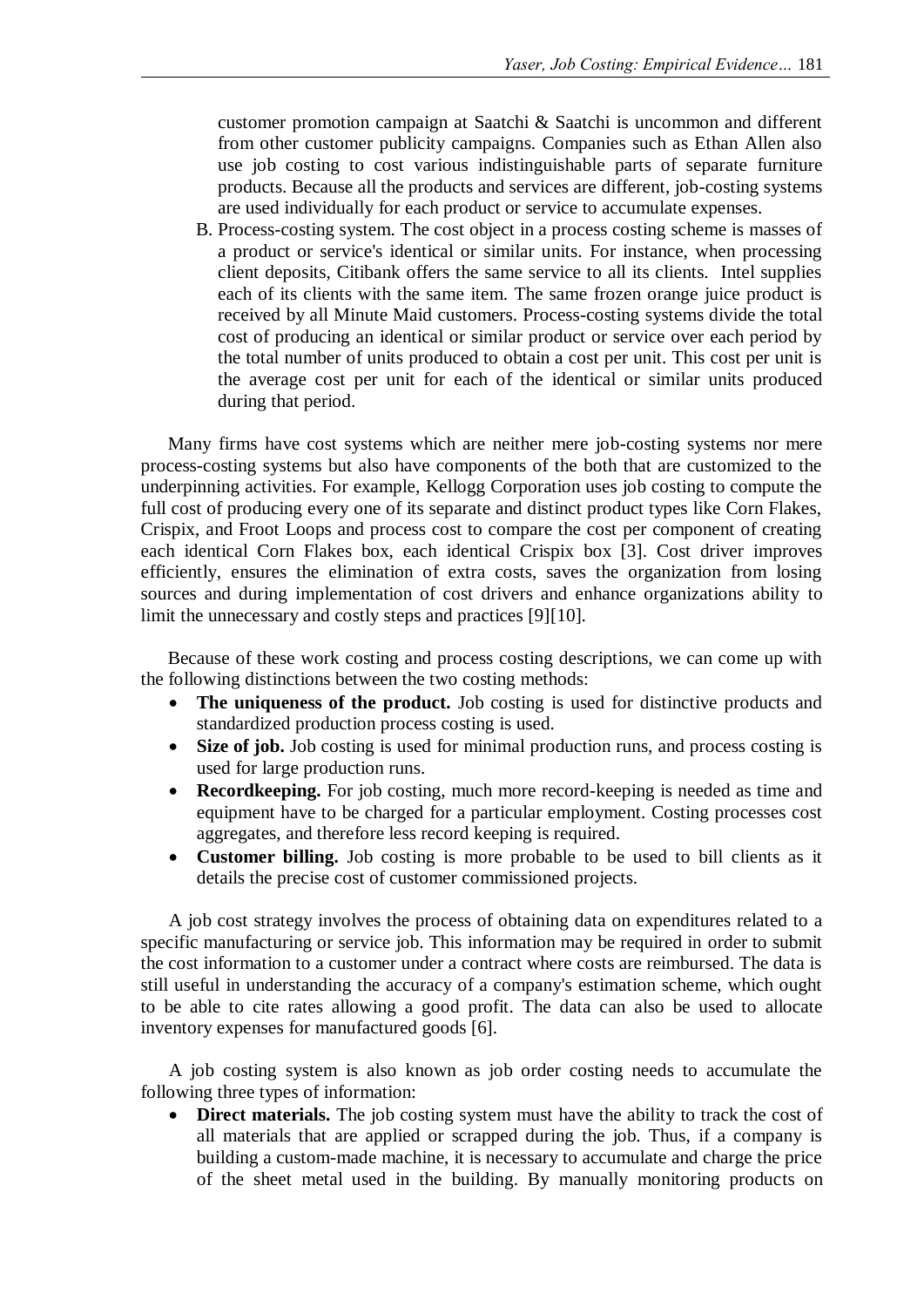customer promotion campaign at Saatchi & Saatchi is uncommon and different from other customer publicity campaigns. Companies such as Ethan Allen also use job costing to cost various indistinguishable parts of separate furniture products. Because all the products and services are different, job-costing systems are used individually for each product or service to accumulate expenses.

B. Process-costing system. The cost object in a process costing scheme is masses of a product or service's identical or similar units. For instance, when processing client deposits, Citibank offers the same service to all its clients. Intel supplies each of its clients with the same item. The same frozen orange juice product is received by all Minute Maid customers. Process-costing systems divide the total cost of producing an identical or similar product or service over each period by the total number of units produced to obtain a cost per unit. This cost per unit is the average cost per unit for each of the identical or similar units produced during that period.

Many firms have cost systems which are neither mere job-costing systems nor mere process-costing systems but also have components of the both that are customized to the underpinning activities. For example, Kellogg Corporation uses job costing to compute the full cost of producing every one of its separate and distinct product types like Corn Flakes, Crispix, and Froot Loops and process cost to compare the cost per component of creating each identical Corn Flakes box, each identical Crispix box [3]. Cost driver improves efficiently, ensures the elimination of extra costs, saves the organization from losing sources and during implementation of cost drivers and enhance organizations ability to limit the unnecessary and costly steps and practices [9][10].

Because of these work costing and process costing descriptions, we can come up with the following distinctions between the two costing methods:

- **The uniqueness of the product.** Job costing is used for distinctive products and standardized production process costing is used.
- **Size of job.** Job costing is used for minimal production runs, and process costing is used for large production runs.
- **Recordkeeping.** For job costing, much more record-keeping is needed as time and equipment have to be charged for a particular employment. Costing processes cost aggregates, and therefore less record keeping is required.
- **Customer billing.** Job costing is more probable to be used to bill clients as it details the precise cost of customer commissioned projects.

A job cost strategy involves the process of obtaining data on expenditures related to a specific manufacturing or service job. This information may be required in order to submit the cost information to a customer under a contract where costs are reimbursed. The data is still useful in understanding the accuracy of a company's estimation scheme, which ought to be able to cite rates allowing a good profit. The data can also be used to allocate inventory expenses for manufactured goods [6].

A job costing system is also known as job order costing needs to accumulate the following three types of information:

- **Direct materials.** The job costing system must have the ability to track the cost of all materials that are applied or scrapped during the job. Thus, if a company is building a custom-made machine, it is necessary to accumulate and charge the price of the sheet metal used in the building. By manually monitoring products on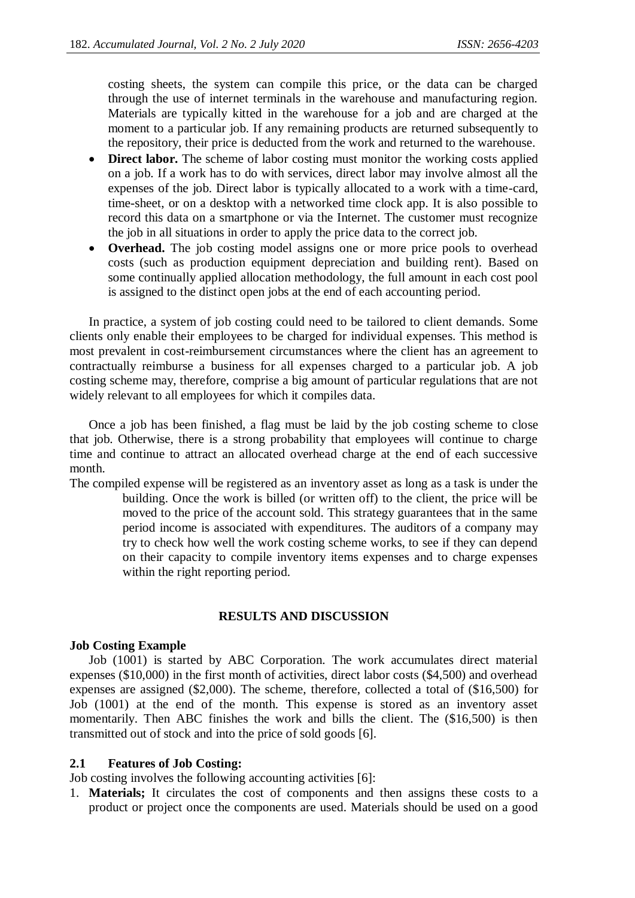costing sheets, the system can compile this price, or the data can be charged through the use of internet terminals in the warehouse and manufacturing region. Materials are typically kitted in the warehouse for a job and are charged at the moment to a particular job. If any remaining products are returned subsequently to the repository, their price is deducted from the work and returned to the warehouse.

- **Direct labor.** The scheme of labor costing must monitor the working costs applied on a job. If a work has to do with services, direct labor may involve almost all the expenses of the job. Direct labor is typically allocated to a work with a time-card, time-sheet, or on a desktop with a networked time clock app. It is also possible to record this data on a smartphone or via the Internet. The customer must recognize the job in all situations in order to apply the price data to the correct job.
- **Overhead.** The job costing model assigns one or more price pools to overhead costs (such as production equipment depreciation and building rent). Based on some continually applied allocation methodology, the full amount in each cost pool is assigned to the distinct open jobs at the end of each accounting period.

In practice, a system of job costing could need to be tailored to client demands. Some clients only enable their employees to be charged for individual expenses. This method is most prevalent in cost-reimbursement circumstances where the client has an agreement to contractually reimburse a business for all expenses charged to a particular job. A job costing scheme may, therefore, comprise a big amount of particular regulations that are not widely relevant to all employees for which it compiles data.

Once a job has been finished, a flag must be laid by the job costing scheme to close that job. Otherwise, there is a strong probability that employees will continue to charge time and continue to attract an allocated overhead charge at the end of each successive month.

The compiled expense will be registered as an inventory asset as long as a task is under the building. Once the work is billed (or written off) to the client, the price will be moved to the price of the account sold. This strategy guarantees that in the same period income is associated with expenditures. The auditors of a company may try to check how well the work costing scheme works, to see if they can depend on their capacity to compile inventory items expenses and to charge expenses within the right reporting period.

## RESULTS AND DISCUSSION

### Job Costing Example

Job (1001) is started by ABC Corporation. The work accumulates direct material expenses ($10,000) in the first month of activities, direct labor costs ($4,500) and overhead expenses are assigned ($2,000). The scheme, therefore, collected a total of ($16,500) for Job (1001) at the end of the month. This expense is stored as an inventory asset momentarily. Then ABC finishes the work and bills the client. The ($16,500) is then transmitted out of stock and into the price of sold goods [6].

### 2.1 Features of Job Costing:

Job costing involves the following accounting activities [6]:

1. **Materials;** It circulates the cost of components and then assigns these costs to a product or project once the components are used. Materials should be used on a good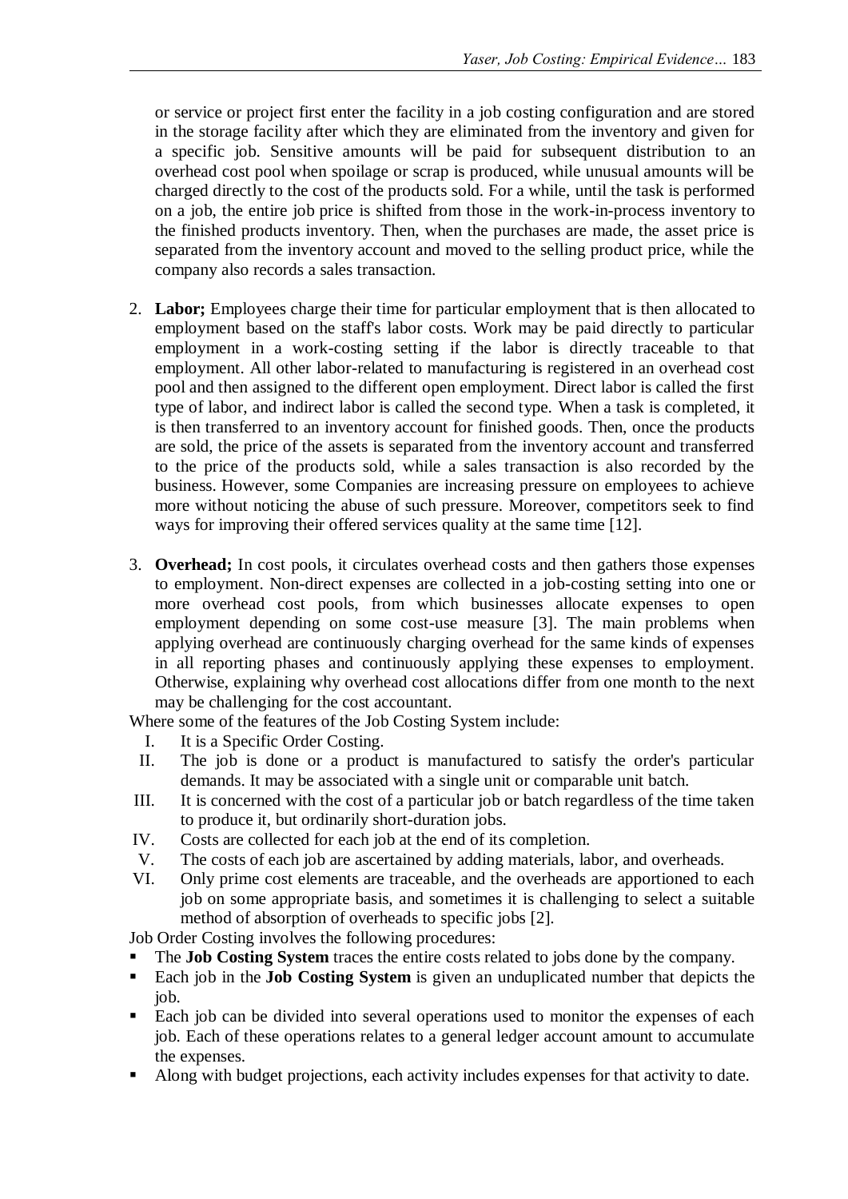or service or project first enter the facility in a job costing configuration and are stored in the storage facility after which they are eliminated from the inventory and given for a specific job. Sensitive amounts will be paid for subsequent distribution to an overhead cost pool when spoilage or scrap is produced, while unusual amounts will be charged directly to the cost of the products sold. For a while, until the task is performed on a job, the entire job price is shifted from those in the work-in-process inventory to the finished products inventory. Then, when the purchases are made, the asset price is separated from the inventory account and moved to the selling product price, while the company also records a sales transaction.

2. **Labor;** Employees charge their time for particular employment that is then allocated to employment based on the staff's labor costs. Work may be paid directly to particular employment in a work-costing setting if the labor is directly traceable to that employment. All other labor-related to manufacturing is registered in an overhead cost pool and then assigned to the different open employment. Direct labor is called the first type of labor, and indirect labor is called the second type. When a task is completed, it is then transferred to an inventory account for finished goods. Then, once the products are sold, the price of the assets is separated from the inventory account and transferred to the price of the products sold, while a sales transaction is also recorded by the business. However, some Companies are increasing pressure on employees to achieve more without noticing the abuse of such pressure. Moreover, competitors seek to find ways for improving their offered services quality at the same time [12].

3. **Overhead;** In cost pools, it circulates overhead costs and then gathers those expenses to employment. Non-direct expenses are collected in a job-costing setting into one or more overhead cost pools, from which businesses allocate expenses to open employment depending on some cost-use measure [3]. The main problems when applying overhead are continuously charging overhead for the same kinds of expenses in all reporting phases and continuously applying these expenses to employment. Otherwise, explaining why overhead cost allocations differ from one month to the next may be challenging for the cost accountant.

Where some of the features of the Job Costing System include:

I. It is a Specific Order Costing.
II. The job is done or a product is manufactured to satisfy the order's particular demands. It may be associated with a single unit or comparable unit batch.
III. It is concerned with the cost of a particular job or batch regardless of the time taken to produce it, but ordinarily short-duration jobs.
IV. Costs are collected for each job at the end of its completion.
V. The costs of each job are ascertained by adding materials, labor, and overheads.
VI. Only prime cost elements are traceable, and the overheads are apportioned to each job on some appropriate basis, and sometimes it is challenging to select a suitable method of absorption of overheads to specific jobs [2].

Job Order Costing involves the following procedures:

- The **Job Costing System** traces the entire costs related to jobs done by the company.
- Each job in the **Job Costing System** is given an unduplicated number that depicts the job.
- Each job can be divided into several operations used to monitor the expenses of each job. Each of these operations relates to a general ledger account amount to accumulate the expenses.
- Along with budget projections, each activity includes expenses for that activity to date.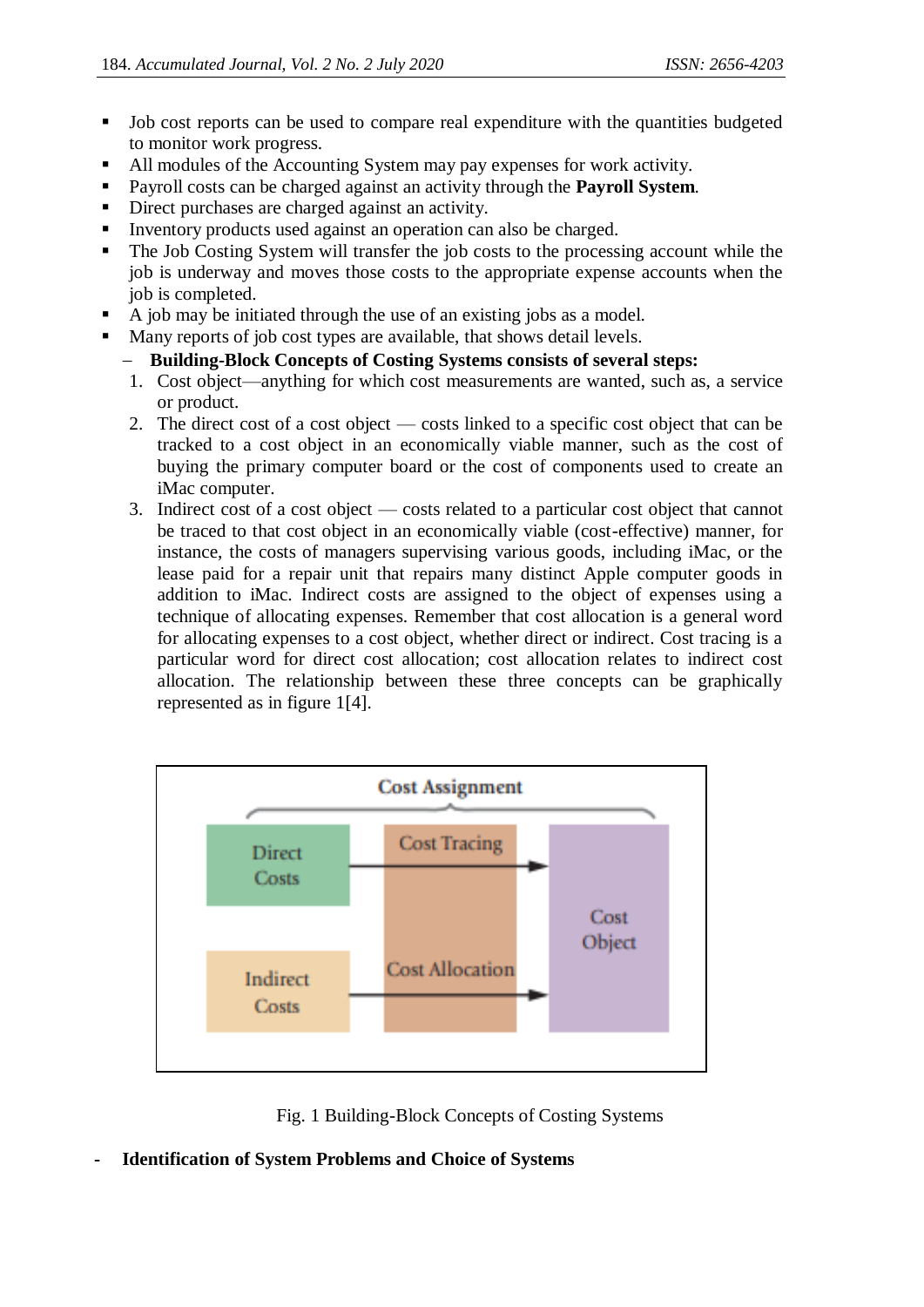- Job cost reports can be used to compare real expenditure with the quantities budgeted to monitor work progress.
- All modules of the Accounting System may pay expenses for work activity.
- Payroll costs can be charged against an activity through the **Payroll System**.
- Direct purchases are charged against an activity.
- Inventory products used against an operation can also be charged.
- The Job Costing System will transfer the job costs to the processing account while the job is underway and moves those costs to the appropriate expense accounts when the job is completed.
- A job may be initiated through the use of an existing jobs as a model.
- Many reports of job cost types are available, that shows detail levels.

– **Building-Block Concepts of Costing Systems consists of several steps:**

1. Cost object—anything for which cost measurements are wanted, such as, a service or product.
2. The direct cost of a cost object — costs linked to a specific cost object that can be tracked to a cost object in an economically viable manner, such as the cost of buying the primary computer board or the cost of components used to create an iMac computer.
3. Indirect cost of a cost object — costs related to a particular cost object that cannot be traced to that cost object in an economically viable (cost-effective) manner, for instance, the costs of managers supervising various goods, including iMac, or the lease paid for a repair unit that repairs many distinct Apple computer goods in addition to iMac. Indirect costs are assigned to the object of expenses using a technique of allocating expenses. Remember that cost allocation is a general word for allocating expenses to a cost object, whether direct or indirect. Cost tracing is a particular word for direct cost allocation; cost allocation relates to indirect cost allocation. The relationship between these three concepts can be graphically represented as in figure 1[4].

Cost Assignment

Direct Costs → Cost Tracing → Cost Object

Indirect Costs → Cost Allocation → Cost Object

Fig. 1 Building-Block Concepts of Costing Systems

- **Identification of System Problems and Choice of Systems**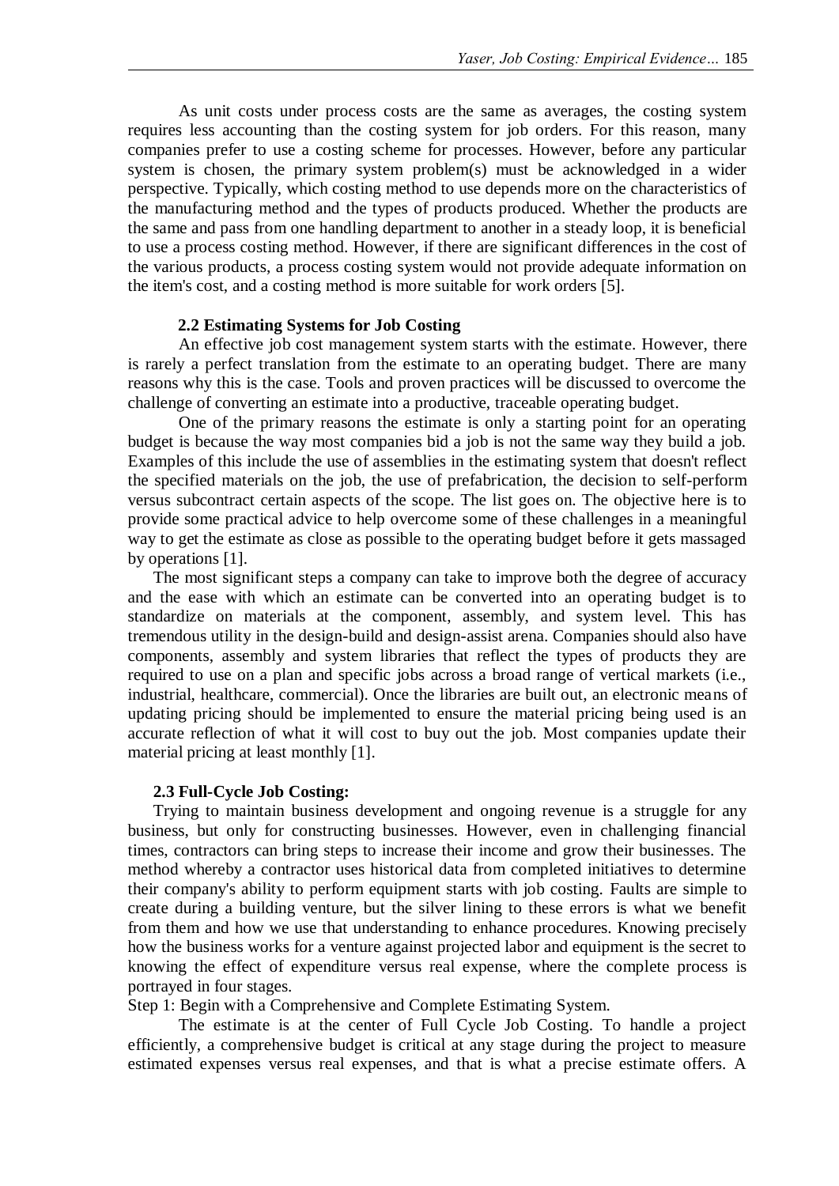As unit costs under process costs are the same as averages, the costing system requires less accounting than the costing system for job orders. For this reason, many companies prefer to use a costing scheme for processes. However, before any particular system is chosen, the primary system problem(s) must be acknowledged in a wider perspective. Typically, which costing method to use depends more on the characteristics of the manufacturing method and the types of products produced. Whether the products are the same and pass from one handling department to another in a steady loop, it is beneficial to use a process costing method. However, if there are significant differences in the cost of the various products, a process costing system would not provide adequate information on the item's cost, and a costing method is more suitable for work orders [5].

### 2.2 Estimating Systems for Job Costing

An effective job cost management system starts with the estimate. However, there is rarely a perfect translation from the estimate to an operating budget. There are many reasons why this is the case. Tools and proven practices will be discussed to overcome the challenge of converting an estimate into a productive, traceable operating budget.

One of the primary reasons the estimate is only a starting point for an operating budget is because the way most companies bid a job is not the same way they build a job. Examples of this include the use of assemblies in the estimating system that doesn't reflect the specified materials on the job, the use of prefabrication, the decision to self-perform versus subcontract certain aspects of the scope. The list goes on. The objective here is to provide some practical advice to help overcome some of these challenges in a meaningful way to get the estimate as close as possible to the operating budget before it gets massaged by operations [1].

The most significant steps a company can take to improve both the degree of accuracy and the ease with which an estimate can be converted into an operating budget is to standardize on materials at the component, assembly, and system level. This has tremendous utility in the design-build and design-assist arena. Companies should also have components, assembly and system libraries that reflect the types of products they are required to use on a plan and specific jobs across a broad range of vertical markets (i.e., industrial, healthcare, commercial). Once the libraries are built out, an electronic means of updating pricing should be implemented to ensure the material pricing being used is an accurate reflection of what it will cost to buy out the job. Most companies update their material pricing at least monthly [1].

### 2.3 Full-Cycle Job Costing:

Trying to maintain business development and ongoing revenue is a struggle for any business, but only for constructing businesses. However, even in challenging financial times, contractors can bring steps to increase their income and grow their businesses. The method whereby a contractor uses historical data from completed initiatives to determine their company's ability to perform equipment starts with job costing. Faults are simple to create during a building venture, but the silver lining to these errors is what we benefit from them and how we use that understanding to enhance procedures. Knowing precisely how the business works for a venture against projected labor and equipment is the secret to knowing the effect of expenditure versus real expense, where the complete process is portrayed in four stages.

Step 1: Begin with a Comprehensive and Complete Estimating System.

The estimate is at the center of Full Cycle Job Costing. To handle a project efficiently, a comprehensive budget is critical at any stage during the project to measure estimated expenses versus real expenses, and that is what a precise estimate offers. A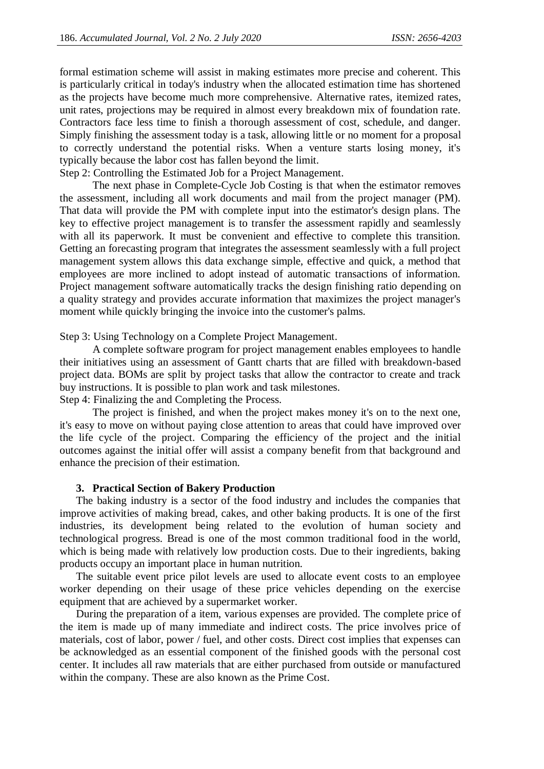formal estimation scheme will assist in making estimates more precise and coherent. This is particularly critical in today's industry when the allocated estimation time has shortened as the projects have become much more comprehensive. Alternative rates, itemized rates, unit rates, projections may be required in almost every breakdown mix of foundation rate. Contractors face less time to finish a thorough assessment of cost, schedule, and danger. Simply finishing the assessment today is a task, allowing little or no moment for a proposal to correctly understand the potential risks. When a venture starts losing money, it's typically because the labor cost has fallen beyond the limit.

Step 2: Controlling the Estimated Job for a Project Management.

The next phase in Complete-Cycle Job Costing is that when the estimator removes the assessment, including all work documents and mail from the project manager (PM). That data will provide the PM with complete input into the estimator's design plans. The key to effective project management is to transfer the assessment rapidly and seamlessly with all its paperwork. It must be convenient and effective to complete this transition. Getting an forecasting program that integrates the assessment seamlessly with a full project management system allows this data exchange simple, effective and quick, a method that employees are more inclined to adopt instead of automatic transactions of information. Project management software automatically tracks the design finishing ratio depending on a quality strategy and provides accurate information that maximizes the project manager's moment while quickly bringing the invoice into the customer's palms.

Step 3: Using Technology on a Complete Project Management.

A complete software program for project management enables employees to handle their initiatives using an assessment of Gantt charts that are filled with breakdown-based project data. BOMs are split by project tasks that allow the contractor to create and track buy instructions. It is possible to plan work and task milestones.

Step 4: Finalizing the and Completing the Process.

The project is finished, and when the project makes money it's on to the next one, it's easy to move on without paying close attention to areas that could have improved over the life cycle of the project. Comparing the efficiency of the project and the initial outcomes against the initial offer will assist a company benefit from that background and enhance the precision of their estimation.

## 3. Practical Section of Bakery Production

The baking industry is a sector of the food industry and includes the companies that improve activities of making bread, cakes, and other baking products. It is one of the first industries, its development being related to the evolution of human society and technological progress. Bread is one of the most common traditional food in the world, which is being made with relatively low production costs. Due to their ingredients, baking products occupy an important place in human nutrition.

The suitable event price pilot levels are used to allocate event costs to an employee worker depending on their usage of these price vehicles depending on the exercise equipment that are achieved by a supermarket worker.

During the preparation of a item, various expenses are provided. The complete price of the item is made up of many immediate and indirect costs. The price involves price of materials, cost of labor, power / fuel, and other costs. Direct cost implies that expenses can be acknowledged as an essential component of the finished goods with the personal cost center. It includes all raw materials that are either purchased from outside or manufactured within the company. These are also known as the Prime Cost.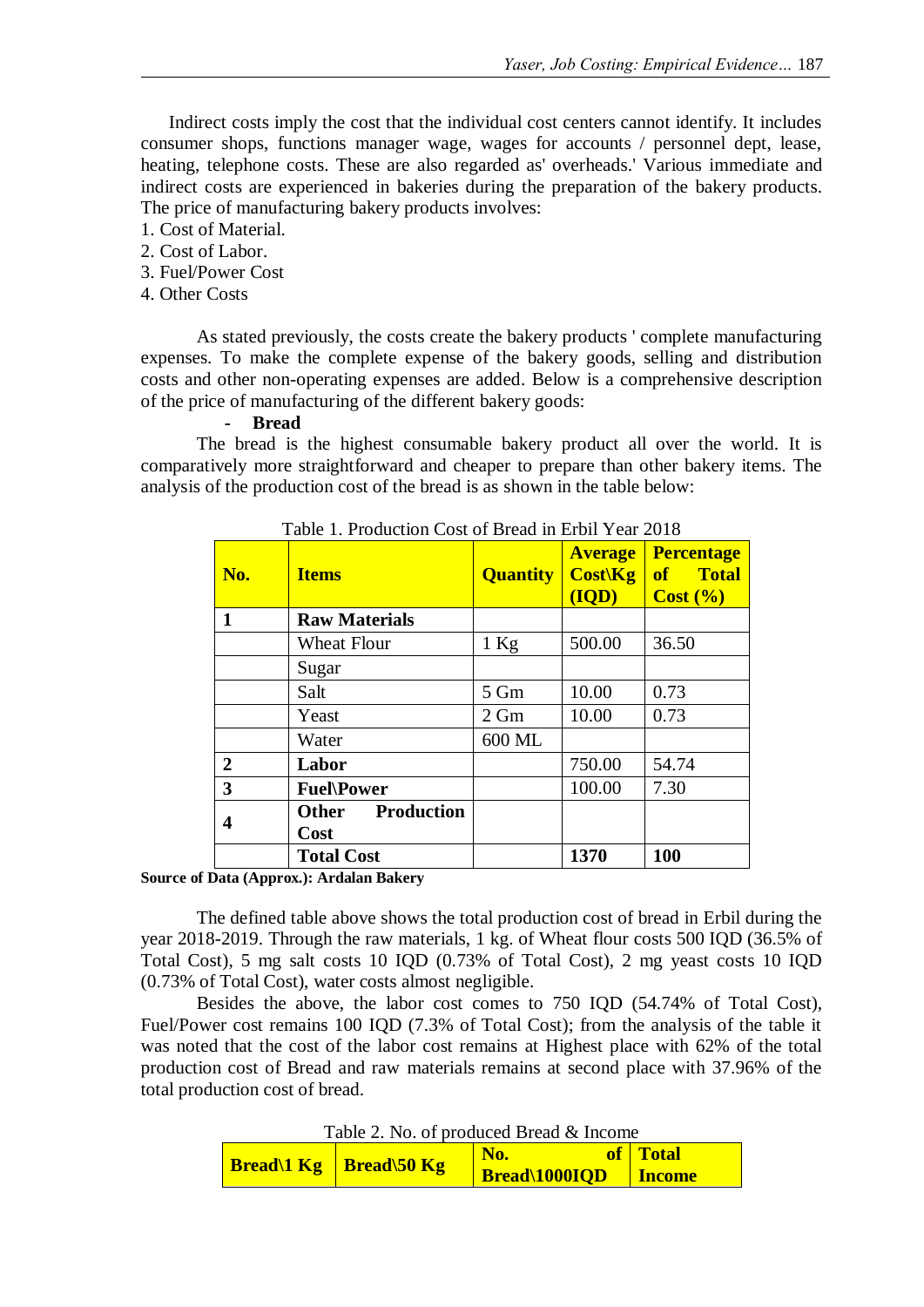Indirect costs imply the cost that the individual cost centers cannot identify. It includes consumer shops, functions manager wage, wages for accounts / personnel dept, lease, heating, telephone costs. These are also regarded as' overheads.' Various immediate and indirect costs are experienced in bakeries during the preparation of the bakery products. The price of manufacturing bakery products involves:

1. Cost of Material.
2. Cost of Labor.
3. Fuel/Power Cost
4. Other Costs

As stated previously, the costs create the bakery products ' complete manufacturing expenses. To make the complete expense of the bakery goods, selling and distribution costs and other non-operating expenses are added. Below is a comprehensive description of the price of manufacturing of the different bakery goods:

- **Bread**

The bread is the highest consumable bakery product all over the world. It is comparatively more straightforward and cheaper to prepare than other bakery items. The analysis of the production cost of the bread is as shown in the table below:

Table 1. Production Cost of Bread in Erbil Year 2018

| No. | Items | Quantity | Average Cost\Kg (IQD) | Percentage of Total Cost (%) |
|---|---|---|---|---|
| **1** | **Raw Materials** | | | |
| | Wheat Flour | 1 Kg | 500.00 | 36.50 |
| | Sugar | | | |
| | Salt | 5 Gm | 10.00 | 0.73 |
| | Yeast | 2 Gm | 10.00 | 0.73 |
| | Water | 600 ML | | |
| **2** | **Labor** | | 750.00 | 54.74 |
| **3** | **Fuel\Power** | | 100.00 | 7.30 |
| **4** | **Other Production Cost** | | | |
| | **Total Cost** | | **1370** | **100** |

**Source of Data (Approx.): Ardalan Bakery**

The defined table above shows the total production cost of bread in Erbil during the year 2018-2019. Through the raw materials, 1 kg. of Wheat flour costs 500 IQD (36.5% of Total Cost), 5 mg salt costs 10 IQD (0.73% of Total Cost), 2 mg yeast costs 10 IQD (0.73% of Total Cost), water costs almost negligible.

Besides the above, the labor cost comes to 750 IQD (54.74% of Total Cost), Fuel/Power cost remains 100 IQD (7.3% of Total Cost); from the analysis of the table it was noted that the cost of the labor cost remains at Highest place with 62% of the total production cost of Bread and raw materials remains at second place with 37.96% of the total production cost of bread.

Table 2. No. of produced Bread & Income

| Bread\1 Kg | Bread\50 Kg | No. of Bread\1000IQD | Total Income |
|---|---|---|---|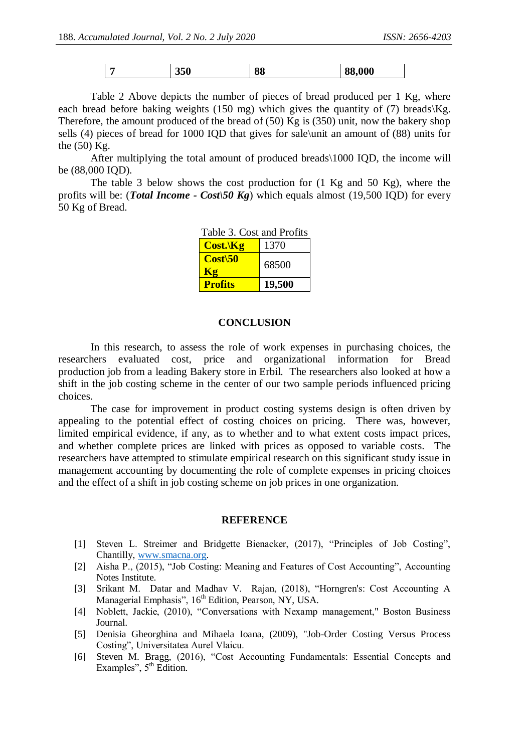| 7 | 350 | 88 | 88,000 |
|---|---|---|---|

Table 2 Above depicts the number of pieces of bread produced per 1 Kg, where each bread before baking weights (150 mg) which gives the quantity of (7) breads\Kg. Therefore, the amount produced of the bread of (50) Kg is (350) unit, now the bakery shop sells (4) pieces of bread for 1000 IQD that gives for sale\unit an amount of (88) units for the (50) Kg.

After multiplying the total amount of produced breads\1000 IQD, the income will be (88,000 IQD).

The table 3 below shows the cost production for (1 Kg and 50 Kg), where the profits will be: (***Total Income - Cost\50 Kg***) which equals almost (19,500 IQD) for every 50 Kg of Bread.

Table 3. Cost and Profits

| **Cost.\Kg** | 1370 |
|---|---|
| **Cost\50 Kg** | 68500 |
| **Profits** | **19,500** |

## CONCLUSION

In this research, to assess the role of work expenses in purchasing choices, the researchers evaluated cost, price and organizational information for Bread production job from a leading Bakery store in Erbil. The researchers also looked at how a shift in the job costing scheme in the center of our two sample periods influenced pricing choices.

The case for improvement in product costing systems design is often driven by appealing to the potential effect of costing choices on pricing. There was, however, limited empirical evidence, if any, as to whether and to what extent costs impact prices, and whether complete prices are linked with prices as opposed to variable costs. The researchers have attempted to stimulate empirical research on this significant study issue in management accounting by documenting the role of complete expenses in pricing choices and the effect of a shift in job costing scheme on job prices in one organization.

## REFERENCE

[1] Steven L. Streimer and Bridgette Bienacker, (2017), "Principles of Job Costing", Chantilly, www.smacna.org.

[2] Aisha P., (2015), "Job Costing: Meaning and Features of Cost Accounting", Accounting Notes Institute.

[3] Srikant M. Datar and Madhav V. Rajan, (2018), "Horngren's: Cost Accounting A Managerial Emphasis", 16th Edition, Pearson, NY, USA.

[4] Noblett, Jackie, (2010), "Conversations with Nexamp management," Boston Business Journal.

[5] Denisia Gheorghina and Mihaela Ioana, (2009), "Job-Order Costing Versus Process Costing", Universitatea Aurel Vlaicu.

[6] Steven M. Bragg, (2016), "Cost Accounting Fundamentals: Essential Concepts and Examples", 5th Edition.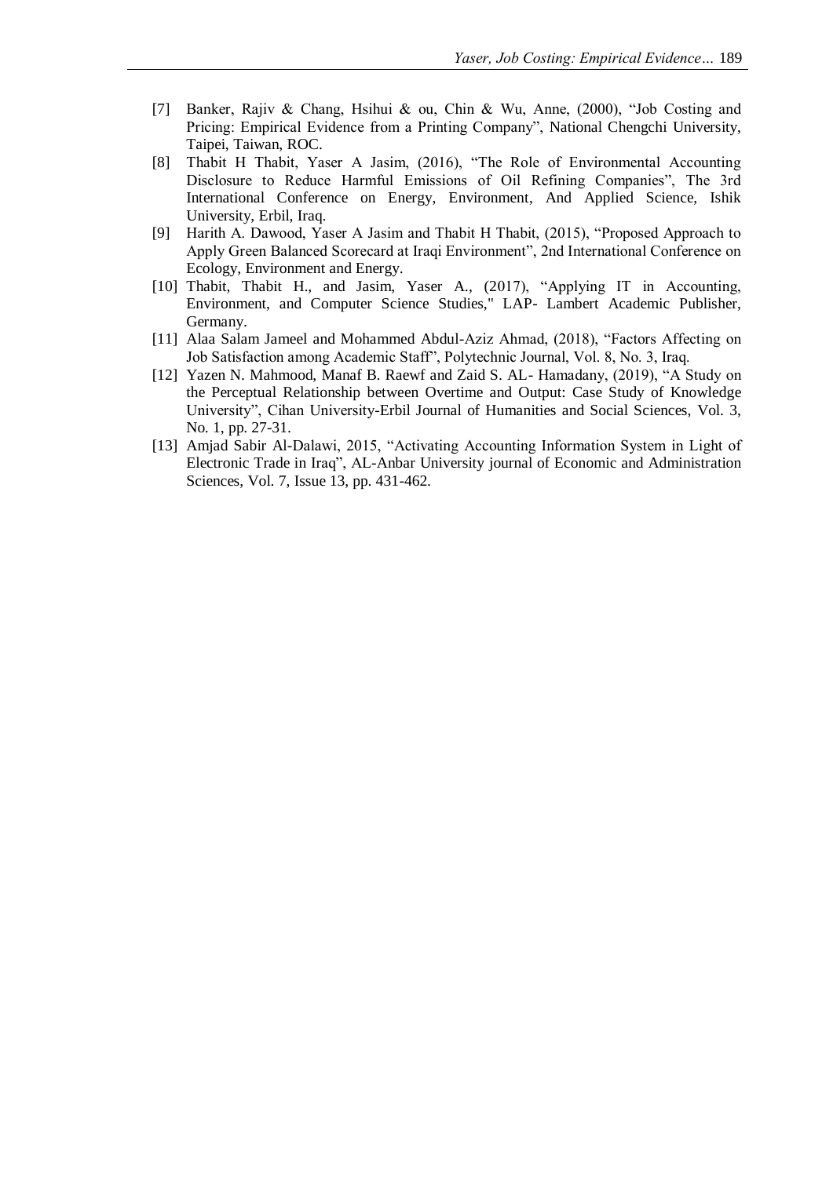[7] Banker, Rajiv & Chang, Hsihui & ou, Chin & Wu, Anne, (2000), "Job Costing and Pricing: Empirical Evidence from a Printing Company", National Chengchi University, Taipei, Taiwan, ROC.

[8] Thabit H Thabit, Yaser A Jasim, (2016), "The Role of Environmental Accounting Disclosure to Reduce Harmful Emissions of Oil Refining Companies", The 3rd International Conference on Energy, Environment, And Applied Science, Ishik University, Erbil, Iraq.

[9] Harith A. Dawood, Yaser A Jasim and Thabit H Thabit, (2015), "Proposed Approach to Apply Green Balanced Scorecard at Iraqi Environment", 2nd International Conference on Ecology, Environment and Energy.

[10] Thabit, Thabit H., and Jasim, Yaser A., (2017), "Applying IT in Accounting, Environment, and Computer Science Studies," LAP- Lambert Academic Publisher, Germany.

[11] Alaa Salam Jameel and Mohammed Abdul-Aziz Ahmad, (2018), "Factors Affecting on Job Satisfaction among Academic Staff", Polytechnic Journal, Vol. 8, No. 3, Iraq.

[12] Yazen N. Mahmood, Manaf B. Raewf and Zaid S. AL- Hamadany, (2019), "A Study on the Perceptual Relationship between Overtime and Output: Case Study of Knowledge University", Cihan University-Erbil Journal of Humanities and Social Sciences, Vol. 3, No. 1, pp. 27-31.

[13] Amjad Sabir Al-Dalawi, 2015, "Activating Accounting Information System in Light of Electronic Trade in Iraq", AL-Anbar University journal of Economic and Administration Sciences, Vol. 7, Issue 13, pp. 431-462.